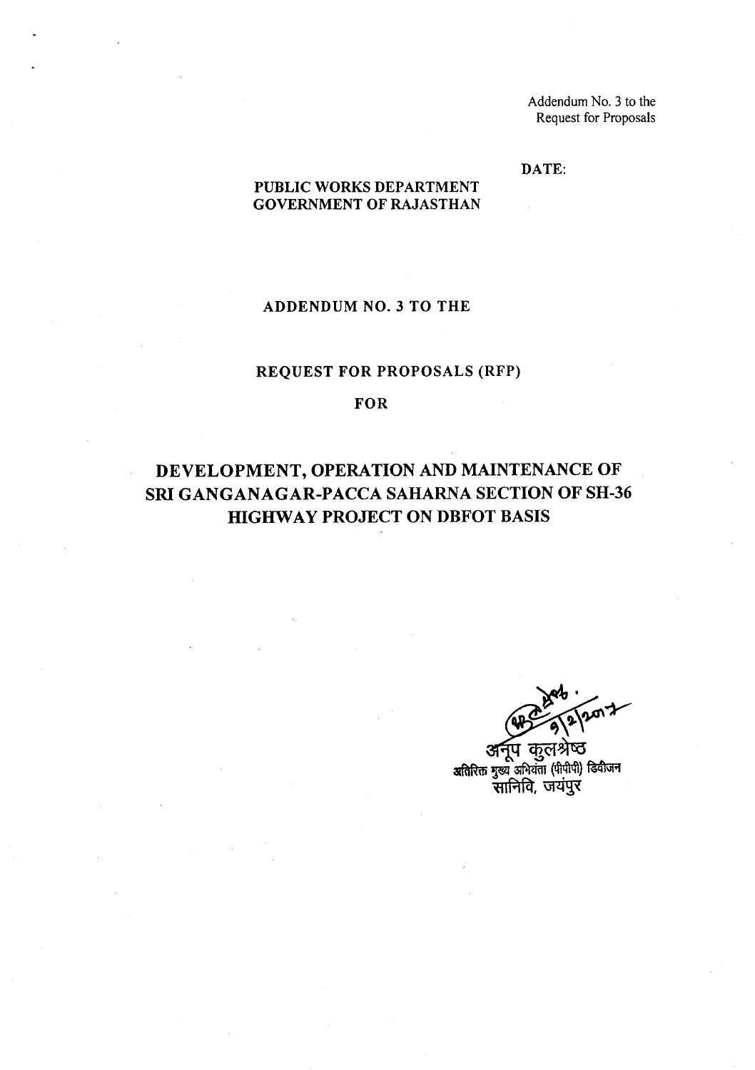Addendum No. 3 to the
Request for Proposals

DATE:

PUBLIC WORKS DEPARTMENT
GOVERNMENT OF RAJASTHAN

# ADDENDUM NO. 3 TO THE

## REQUEST FOR PROPOSALS (RFP)

## FOR

# DEVELOPMENT, OPERATION AND MAINTENANCE OF SRI GANGANAGAR-PACCA SAHARNA SECTION OF SH-36 HIGHWAY PROJECT ON DBFOT BASIS

9/2/2017

अनूप कुलश्रेष्ठ
अतिरिक्त मुख्य अभियंता (पीपीपी) डिवीजन
सानिवि, जयपुर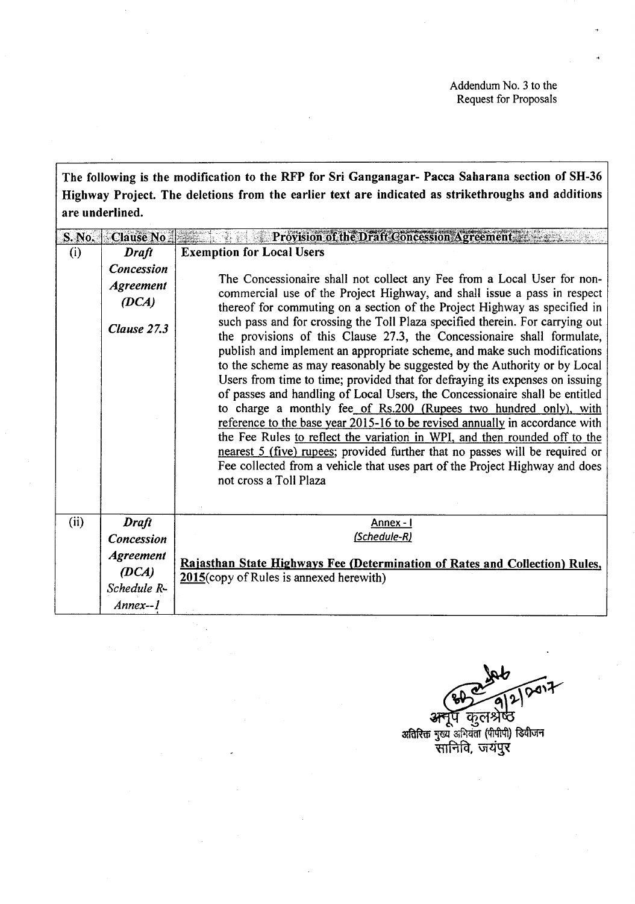Addendum No. 3 to the
Request for Proposals

**The following is the modification to the RFP for Sri Ganganagar- Pacca Saharana section of SH-36 Highway Project. The deletions from the earlier text are indicated as strikethroughs and additions are underlined.**

| S. No. | Clause No | Provision of the Draft Concession Agreement |
|---|---|---|
| (i) | ***Draft Concession Agreement (DCA)*** ***Clause 27.3*** | **Exemption for Local Users**<br><br>The Concessionaire shall not collect any Fee from a Local User for non-commercial use of the Project Highway, and shall issue a pass in respect thereof for commuting on a section of the Project Highway as specified in such pass and for crossing the Toll Plaza specified therein. For carrying out the provisions of this Clause 27.3, the Concessionaire shall formulate, publish and implement an appropriate scheme, and make such modifications to the scheme as may reasonably be suggested by the Authority or by Local Users from time to time; provided that for defraying its expenses on issuing of passes and handling of Local Users, the Concessionaire shall be entitled to charge a monthly fee <u>of Rs.200 (Rupees two hundred only), with reference to the base year 2015-16 to be revised annually</u> in accordance with the Fee Rules <u>to reflect the variation in WPI, and then rounded off to the nearest 5 (five) rupees</u>; provided further that no passes will be required or Fee collected from a vehicle that uses part of the Project Highway and does not cross a Toll Plaza |
| (ii) | ***Draft Concession Agreement (DCA) Schedule R-Annex--1*** | <u>Annex - I</u><br><u>*(Schedule-R)*</u><br><br>**<u>Rajasthan State Highways Fee (Determination of Rates and Collection) Rules, 2015</u>**(copy of Rules is annexed herewith) |

9/2/2017

अनूप कुलश्रेष्ठ
अतिरिक्त मुख्य अभियंता (पीपीपी) डिवीजन
सानिवि, जयपुर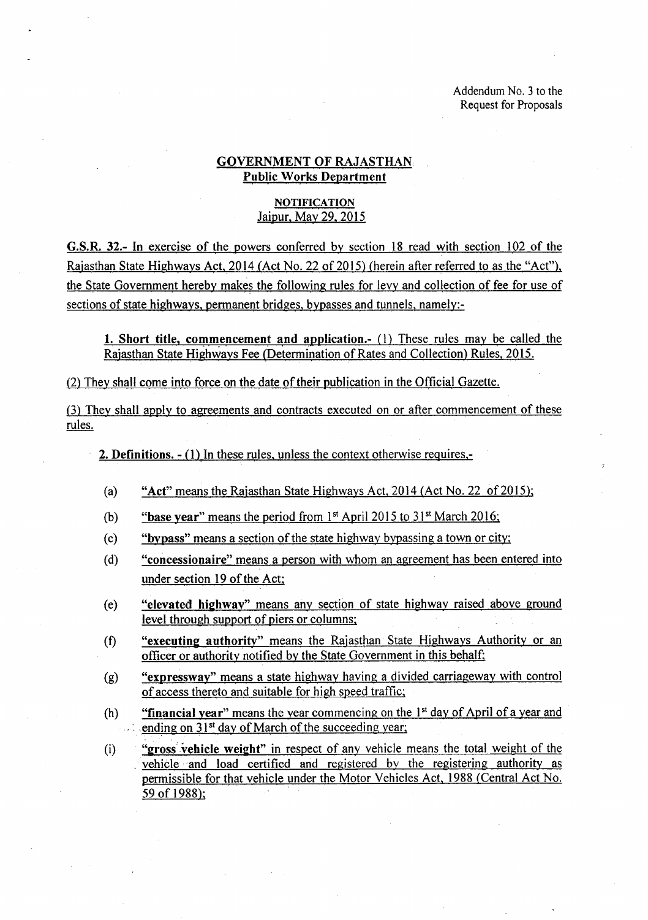Addendum No. 3 to the
Request for Proposals

# GOVERNMENT OF RAJASTHAN
## Public Works Department

### NOTIFICATION
Jaipur, May 29, 2015

**G.S.R. 32.-** In exercise of the powers conferred by section 18 read with section 102 of the Rajasthan State Highways Act, 2014 (Act No. 22 of 2015) (herein after referred to as the "Act"), the State Government hereby makes the following rules for levy and collection of fee for use of sections of state highways, permanent bridges, bypasses and tunnels, namely:-

**1. Short title, commencement and application.-** (1) These rules may be called the Rajasthan State Highways Fee (Determination of Rates and Collection) Rules, 2015.

(2) They shall come into force on the date of their publication in the Official Gazette.

(3) They shall apply to agreements and contracts executed on or after commencement of these rules.

**2. Definitions. -** (1) In these rules, unless the context otherwise requires,-

(a) **"Act"** means the Rajasthan State Highways Act, 2014 (Act No. 22 of 2015);

(b) **"base year"** means the period from 1st April 2015 to 31st March 2016;

(c) **"bypass"** means a section of the state highway bypassing a town or city;

(d) **"concessionaire"** means a person with whom an agreement has been entered into under section 19 of the Act;

(e) **"elevated highway"** means any section of state highway raised above ground level through support of piers or columns;

(f) **"executing authority"** means the Rajasthan State Highways Authority or an officer or authority notified by the State Government in this behalf;

(g) **"expressway"** means a state highway having a divided carriageway with control of access thereto and suitable for high speed traffic;

(h) **"financial year"** means the year commencing on the 1st day of April of a year and ending on 31st day of March of the succeeding year;

(i) **"gross vehicle weight"** in respect of any vehicle means the total weight of the vehicle and load certified and registered by the registering authority as permissible for that vehicle under the Motor Vehicles Act, 1988 (Central Act No. 59 of 1988);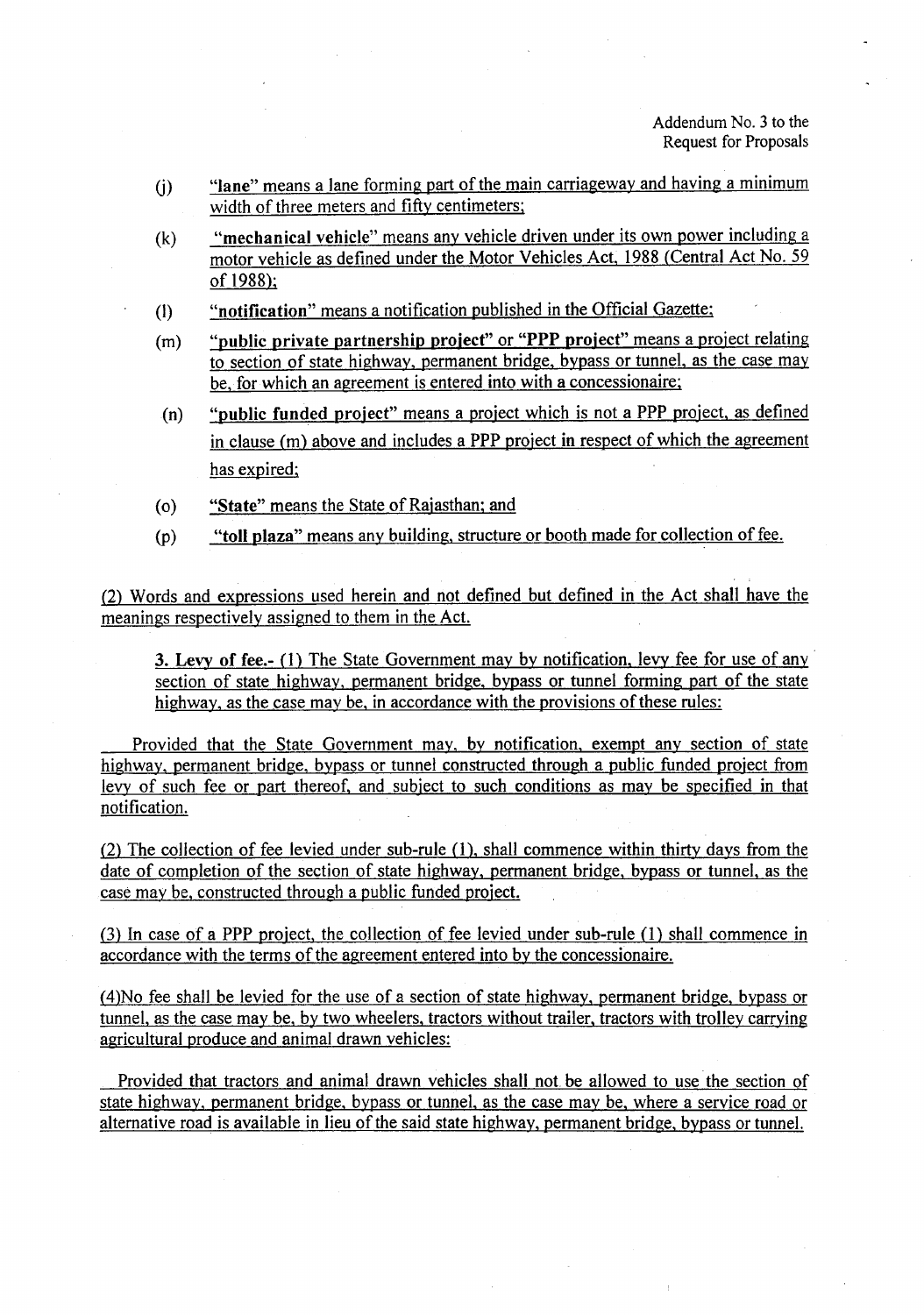Addendum No. 3 to the Request for Proposals

(j) "**lane**" means a lane forming part of the main carriageway and having a minimum width of three meters and fifty centimeters;

(k) "**mechanical vehicle**" means any vehicle driven under its own power including a motor vehicle as defined under the Motor Vehicles Act, 1988 (Central Act No. 59 of 1988);

(l) "**notification**" means a notification published in the Official Gazette;

(m) "**public private partnership project**" or "**PPP project**" means a project relating to section of state highway, permanent bridge, bypass or tunnel, as the case may be, for which an agreement is entered into with a concessionaire;

(n) "**public funded project**" means a project which is not a PPP project, as defined in clause (m) above and includes a PPP project in respect of which the agreement has expired;

(o) "**State**" means the State of Rajasthan; and

(p) "**toll plaza**" means any building, structure or booth made for collection of fee.

(2) Words and expressions used herein and not defined but defined in the Act shall have the meanings respectively assigned to them in the Act.

**3. Levy of fee.-** (1) The State Government may by notification, levy fee for use of any section of state highway, permanent bridge, bypass or tunnel forming part of the state highway, as the case may be, in accordance with the provisions of these rules:

Provided that the State Government may, by notification, exempt any section of state highway, permanent bridge, bypass or tunnel constructed through a public funded project from levy of such fee or part thereof, and subject to such conditions as may be specified in that notification.

(2) The collection of fee levied under sub-rule (1), shall commence within thirty days from the date of completion of the section of state highway, permanent bridge, bypass or tunnel, as the case may be, constructed through a public funded project.

(3) In case of a PPP project, the collection of fee levied under sub-rule (1) shall commence in accordance with the terms of the agreement entered into by the concessionaire.

(4)No fee shall be levied for the use of a section of state highway, permanent bridge, bypass or tunnel, as the case may be, by two wheelers, tractors without trailer, tractors with trolley carrying agricultural produce and animal drawn vehicles:

Provided that tractors and animal drawn vehicles shall not be allowed to use the section of state highway, permanent bridge, bypass or tunnel, as the case may be, where a service road or alternative road is available in lieu of the said state highway, permanent bridge, bypass or tunnel.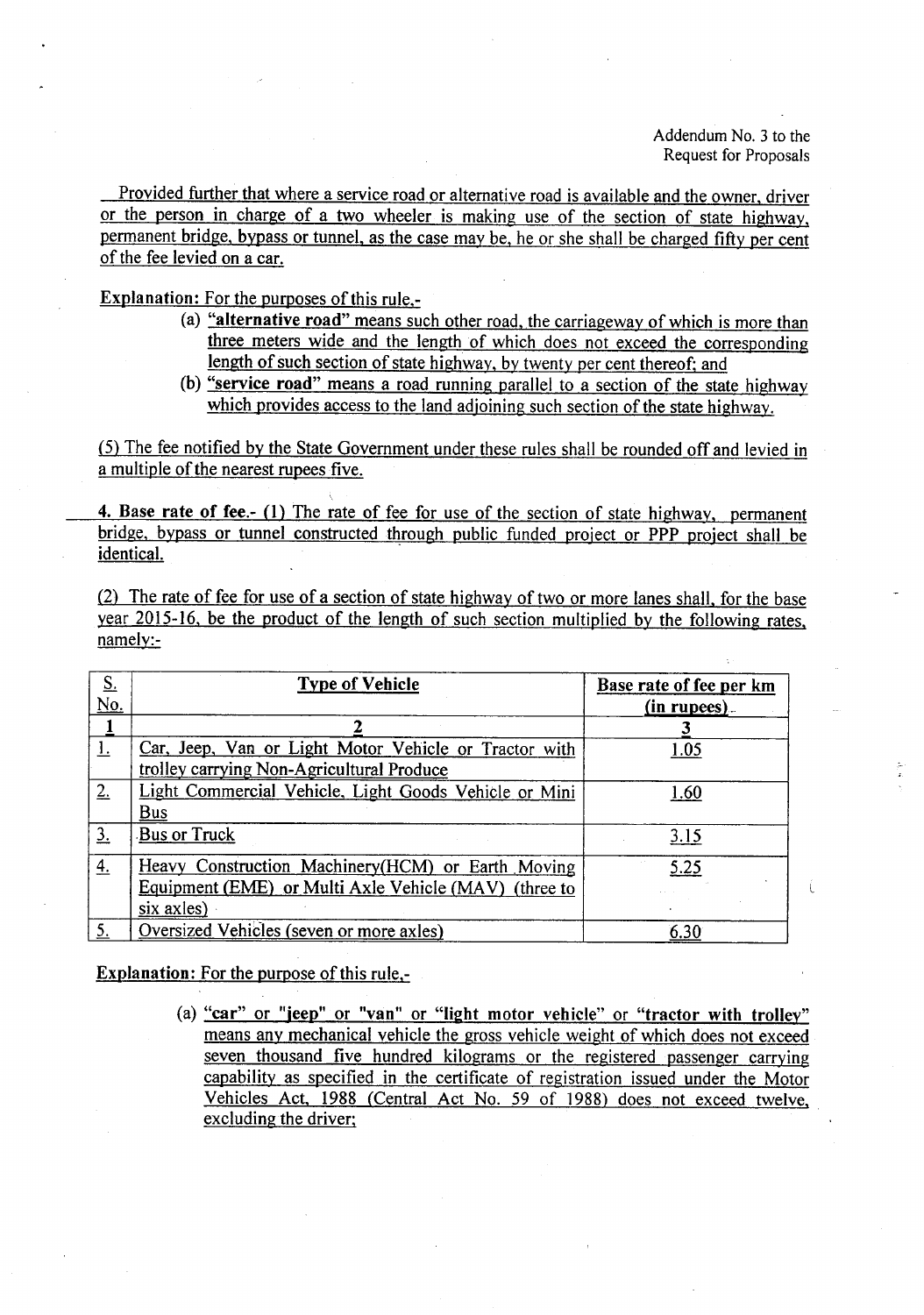Addendum No. 3 to the Request for Proposals

Provided further that where a service road or alternative road is available and the owner, driver or the person in charge of a two wheeler is making use of the section of state highway, permanent bridge, bypass or tunnel, as the case may be, he or she shall be charged fifty per cent of the fee levied on a car.

**Explanation:** For the purposes of this rule,-

(a) **"alternative road"** means such other road, the carriageway of which is more than three meters wide and the length of which does not exceed the corresponding length of such section of state highway, by twenty per cent thereof; and

(b) **"service road"** means a road running parallel to a section of the state highway which provides access to the land adjoining such section of the state highway.

(5) The fee notified by the State Government under these rules shall be rounded off and levied in a multiple of the nearest rupees five.

**4. Base rate of fee.-** (1) The rate of fee for use of the section of state highway, permanent bridge, bypass or tunnel constructed through public funded project or PPP project shall be identical.

(2) The rate of fee for use of a section of state highway of two or more lanes shall, for the base year 2015-16, be the product of the length of such section multiplied by the following rates, namely:-

| S. No. | Type of Vehicle | Base rate of fee per km (in rupees) |
|---|---|---|
| 1 | 2 | 3 |
| 1. | Car, Jeep, Van or Light Motor Vehicle or Tractor with trolley carrying Non-Agricultural Produce | 1.05 |
| 2. | Light Commercial Vehicle, Light Goods Vehicle or Mini Bus | 1.60 |
| 3. | Bus or Truck | 3.15 |
| 4. | Heavy Construction Machinery(HCM) or Earth Moving Equipment (EME) or Multi Axle Vehicle (MAV) (three to six axles) | 5.25 |
| 5. | Oversized Vehicles (seven or more axles) | 6.30 |

**Explanation:** For the purpose of this rule,-

(a) **"car" or "jeep" or "van" or "light motor vehicle" or "tractor with trolley"** means any mechanical vehicle the gross vehicle weight of which does not exceed seven thousand five hundred kilograms or the registered passenger carrying capability as specified in the certificate of registration issued under the Motor Vehicles Act, 1988 (Central Act No. 59 of 1988) does not exceed twelve, excluding the driver;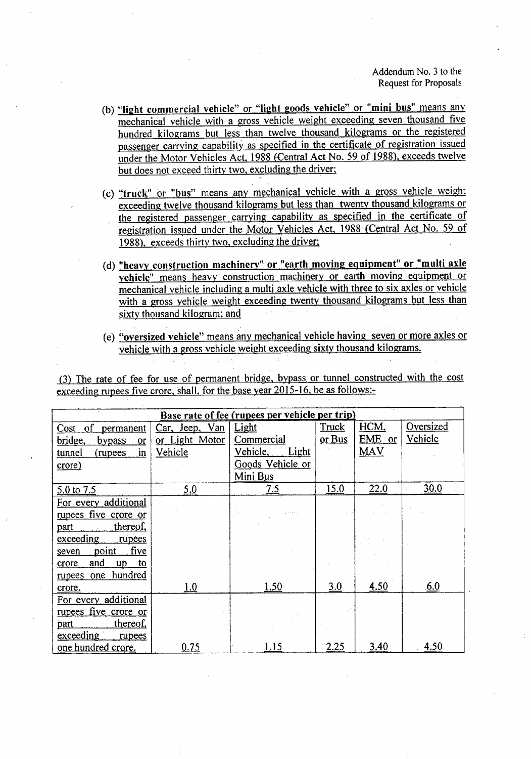Addendum No. 3 to the Request for Proposals

(b) **"light commercial vehicle" or "light goods vehicle" or "mini bus"** means any mechanical vehicle with a gross vehicle weight exceeding seven thousand five hundred kilograms but less than twelve thousand kilograms or the registered passenger carrying capability as specified in the certificate of registration issued under the Motor Vehicles Act, 1988 (Central Act No. 59 of 1988), exceeds twelve but does not exceed thirty two, excluding the driver;

(c) **"truck" or "bus"** means any mechanical vehicle with a gross vehicle weight exceeding twelve thousand kilograms but less than twenty thousand kilograms or the registered passenger carrying capability as specified in the certificate of registration issued under the Motor Vehicles Act, 1988 (Central Act No. 59 of 1988), exceeds thirty two, excluding the driver;

(d) **"heavy construction machinery" or "earth moving equipment" or "multi axle vehicle"** means heavy construction machinery or earth moving equipment or mechanical vehicle including a multi axle vehicle with three to six axles or vehicle with a gross vehicle weight exceeding twenty thousand kilograms but less than sixty thousand kilogram; and

(e) **"oversized vehicle"** means any mechanical vehicle having seven or more axles or vehicle with a gross vehicle weight exceeding sixty thousand kilograms.

(3) The rate of fee for use of permanent bridge, bypass or tunnel constructed with the cost exceeding rupees five crore, shall, for the base year 2015-16, be as follows:-

| Base rate of fee (rupees per vehicle per trip) | | | | | |
|---|---|---|---|---|---|
| Cost of permanent bridge, bypass or tunnel (rupees in crore) | Car, Jeep, Van or Light Motor Vehicle | Light Commercial Vehicle, Light Goods Vehicle or Mini Bus | Truck or Bus | HCM, EME or MAV | Oversized Vehicle |
| 5.0 to 7.5 | 5.0 | 7.5 | 15.0 | 22.0 | 30.0 |
| For every additional rupees five crore or part thereof, exceeding rupees seven point five crore and up to rupees one hundred crore. | 1.0 | 1.50 | 3.0 | 4.50 | 6.0 |
| For every additional rupees five crore or part thereof, exceeding rupees one hundred crore. | 0.75 | 1.15 | 2.25 | 3.40 | 4.50 |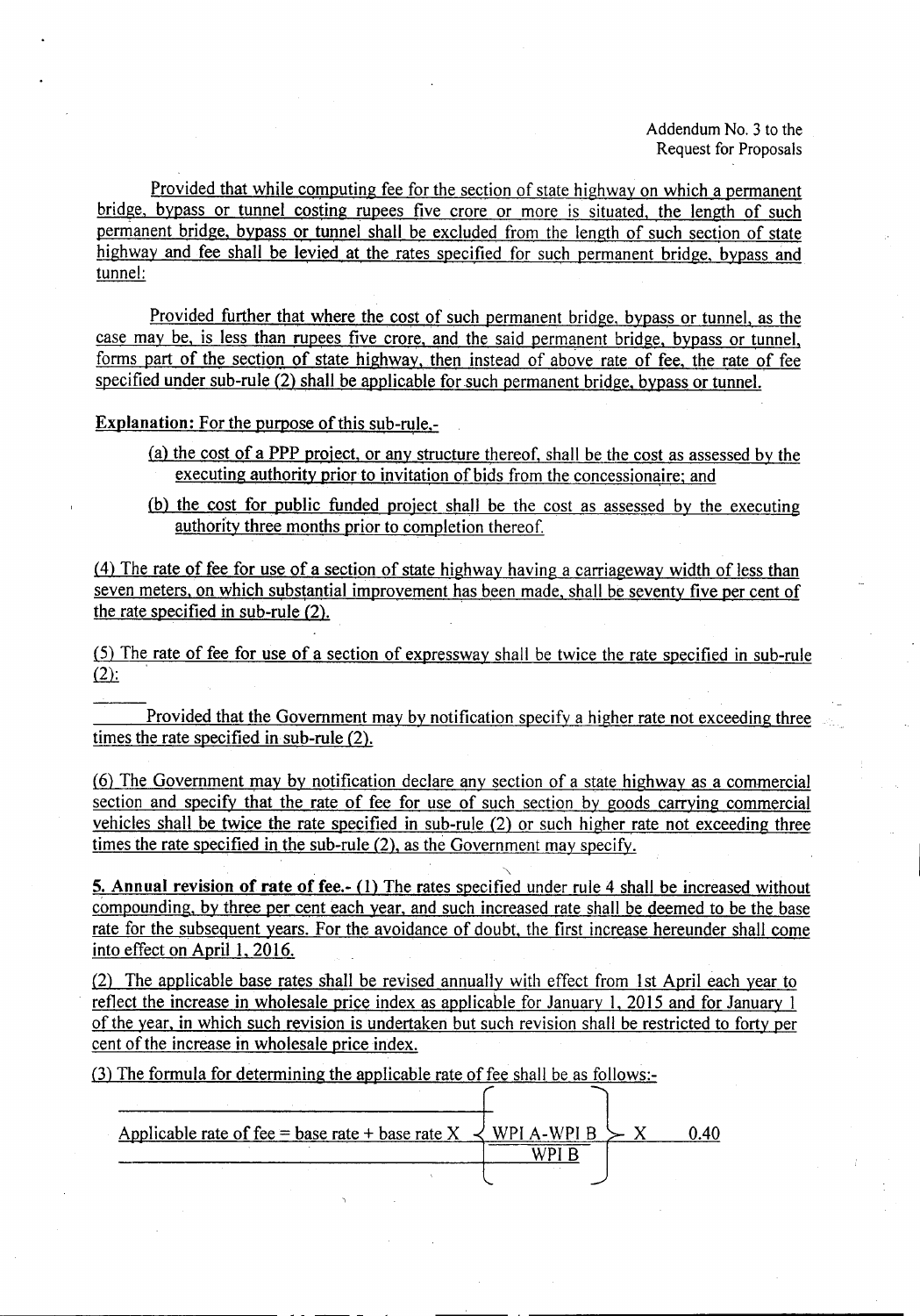Addendum No. 3 to the Request for Proposals

Provided that while computing fee for the section of state highway on which a permanent bridge, bypass or tunnel costing rupees five crore or more is situated, the length of such permanent bridge, bypass or tunnel shall be excluded from the length of such section of state highway and fee shall be levied at the rates specified for such permanent bridge, bypass and tunnel:

Provided further that where the cost of such permanent bridge, bypass or tunnel, as the case may be, is less than rupees five crore, and the said permanent bridge, bypass or tunnel, forms part of the section of state highway, then instead of above rate of fee, the rate of fee specified under sub-rule (2) shall be applicable for such permanent bridge, bypass or tunnel.

**Explanation:** For the purpose of this sub-rule,-

(a) the cost of a PPP project, or any structure thereof, shall be the cost as assessed by the executing authority prior to invitation of bids from the concessionaire; and

(b) the cost for public funded project shall be the cost as assessed by the executing authority three months prior to completion thereof.

(4) The rate of fee for use of a section of state highway having a carriageway width of less than seven meters, on which substantial improvement has been made, shall be seventy five per cent of the rate specified in sub-rule (2).

(5) The rate of fee for use of a section of expressway shall be twice the rate specified in sub-rule (2):

Provided that the Government may by notification specify a higher rate not exceeding three times the rate specified in sub-rule (2).

(6) The Government may by notification declare any section of a state highway as a commercial section and specify that the rate of fee for use of such section by goods carrying commercial vehicles shall be twice the rate specified in sub-rule (2) or such higher rate not exceeding three times the rate specified in the sub-rule (2), as the Government may specify.

**5. Annual revision of rate of fee.-** (1) The rates specified under rule 4 shall be increased without compounding, by three per cent each year, and such increased rate shall be deemed to be the base rate for the subsequent years. For the avoidance of doubt, the first increase hereunder shall come into effect on April 1, 2016.

(2) The applicable base rates shall be revised annually with effect from 1st April each year to reflect the increase in wholesale price index as applicable for January 1, 2015 and for January 1 of the year, in which such revision is undertaken but such revision shall be restricted to forty per cent of the increase in wholesale price index.

(3) The formula for determining the applicable rate of fee shall be as follows:-

$$\text{Applicable rate of fee} = \text{base rate} + \text{base rate} \times \left\{ \frac{\text{WPI A} - \text{WPI B}}{\text{WPI B}} \right\} \times 0.40$$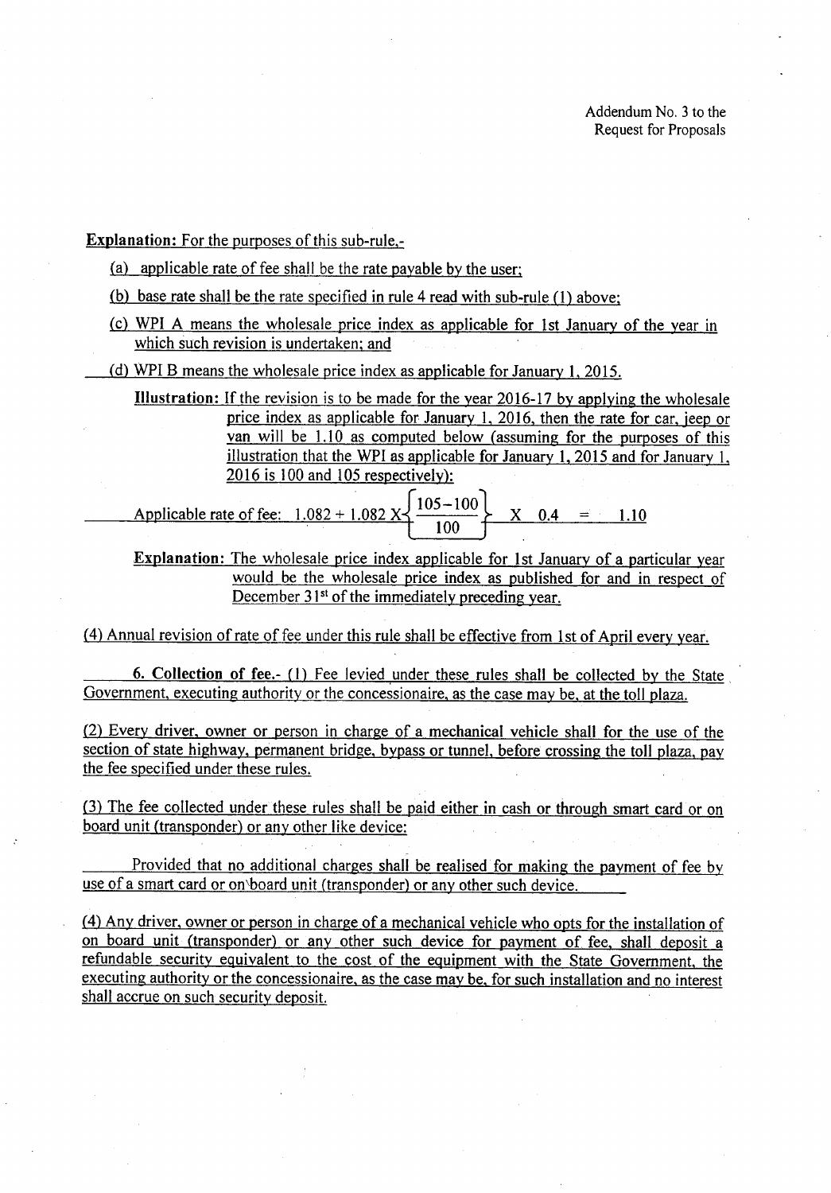Addendum No. 3 to the
Request for Proposals

**Explanation:** For the purposes of this sub-rule,-

(a) applicable rate of fee shall be the rate payable by the user;

(b) base rate shall be the rate specified in rule 4 read with sub-rule (1) above;

(c) WPI A means the wholesale price index as applicable for 1st January of the year in which such revision is undertaken; and

(d) WPI B means the wholesale price index as applicable for January 1, 2015.

**Illustration:** If the revision is to be made for the year 2016-17 by applying the wholesale price index as applicable for January 1, 2016, then the rate for car, jeep or van will be 1.10 as computed below (assuming for the purposes of this illustration that the WPI as applicable for January 1, 2015 and for January 1, 2016 is 100 and 105 respectively):

$$\text{Applicable rate of fee: } 1.082 + 1.082 \times \left\{ \frac{105-100}{100} \right\} \times 0.4 = 1.10$$

**Explanation:** The wholesale price index applicable for 1st January of a particular year would be the wholesale price index as published for and in respect of December 31st of the immediately preceding year.

(4) Annual revision of rate of fee under this rule shall be effective from 1st of April every year.

**6. Collection of fee.-** (1) Fee levied under these rules shall be collected by the State Government, executing authority or the concessionaire, as the case may be, at the toll plaza.

(2) Every driver, owner or person in charge of a mechanical vehicle shall for the use of the section of state highway, permanent bridge, bypass or tunnel, before crossing the toll plaza, pay the fee specified under these rules.

(3) The fee collected under these rules shall be paid either in cash or through smart card or on board unit (transponder) or any other like device:

Provided that no additional charges shall be realised for making the payment of fee by use of a smart card or on board unit (transponder) or any other such device.

(4) Any driver, owner or person in charge of a mechanical vehicle who opts for the installation of on board unit (transponder) or any other such device for payment of fee, shall deposit a refundable security equivalent to the cost of the equipment with the State Government, the executing authority or the concessionaire, as the case may be, for such installation and no interest shall accrue on such security deposit.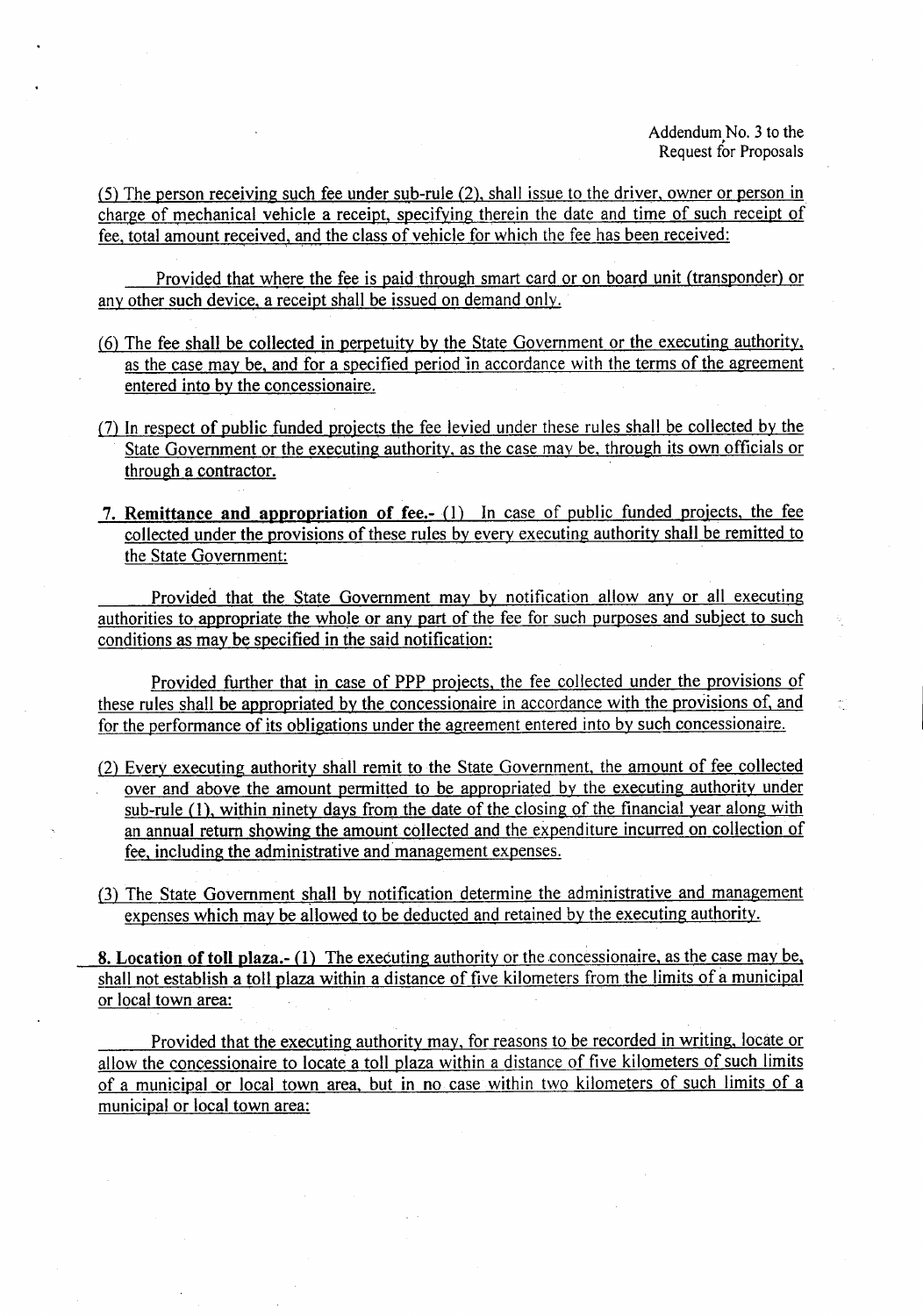Addendum No. 3 to the Request for Proposals

(5) The person receiving such fee under sub-rule (2), shall issue to the driver, owner or person in charge of mechanical vehicle a receipt, specifying therein the date and time of such receipt of fee, total amount received, and the class of vehicle for which the fee has been received:

Provided that where the fee is paid through smart card or on board unit (transponder) or any other such device, a receipt shall be issued on demand only.

(6) The fee shall be collected in perpetuity by the State Government or the executing authority, as the case may be, and for a specified period in accordance with the terms of the agreement entered into by the concessionaire.

(7) In respect of public funded projects the fee levied under these rules shall be collected by the State Government or the executing authority, as the case may be, through its own officials or through a contractor.

**7. Remittance and appropriation of fee.-** (1) In case of public funded projects, the fee collected under the provisions of these rules by every executing authority shall be remitted to the State Government:

Provided that the State Government may by notification allow any or all executing authorities to appropriate the whole or any part of the fee for such purposes and subject to such conditions as may be specified in the said notification:

Provided further that in case of PPP projects, the fee collected under the provisions of these rules shall be appropriated by the concessionaire in accordance with the provisions of, and for the performance of its obligations under the agreement entered into by such concessionaire.

(2) Every executing authority shall remit to the State Government, the amount of fee collected over and above the amount permitted to be appropriated by the executing authority under sub-rule (1), within ninety days from the date of the closing of the financial year along with an annual return showing the amount collected and the expenditure incurred on collection of fee, including the administrative and management expenses.

(3) The State Government shall by notification determine the administrative and management expenses which may be allowed to be deducted and retained by the executing authority.

**8. Location of toll plaza.- (1)** The executing authority or the concessionaire, as the case may be, shall not establish a toll plaza within a distance of five kilometers from the limits of a municipal or local town area:

Provided that the executing authority may, for reasons to be recorded in writing, locate or allow the concessionaire to locate a toll plaza within a distance of five kilometers of such limits of a municipal or local town area, but in no case within two kilometers of such limits of a municipal or local town area: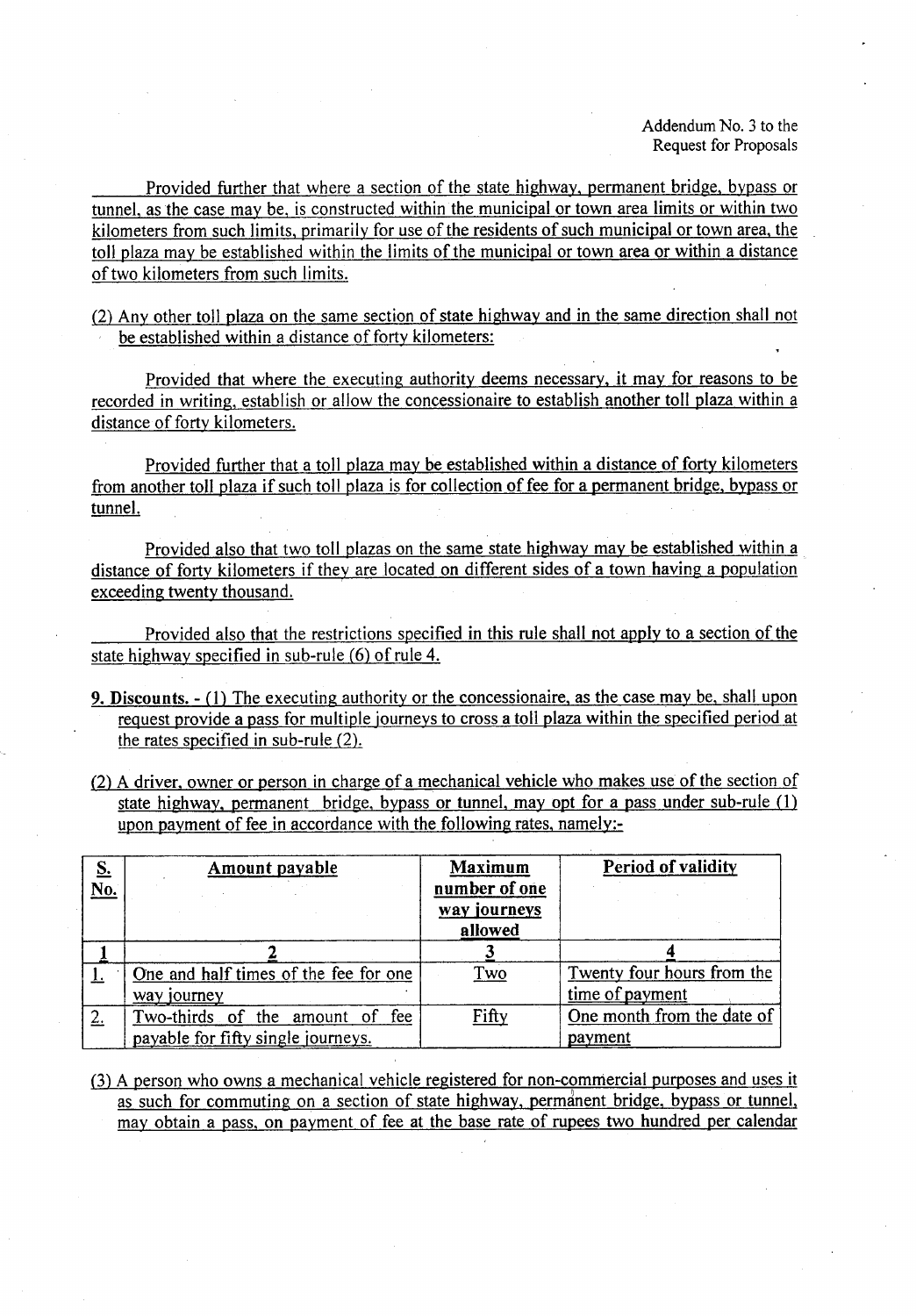Provided further that where a section of the state highway, permanent bridge, bypass or tunnel, as the case may be, is constructed within the municipal or town area limits or within two kilometers from such limits, primarily for use of the residents of such municipal or town area, the toll plaza may be established within the limits of the municipal or town area or within a distance of two kilometers from such limits.

(2) Any other toll plaza on the same section of state highway and in the same direction shall not be established within a distance of forty kilometers:

Provided that where the executing authority deems necessary, it may for reasons to be recorded in writing, establish or allow the concessionaire to establish another toll plaza within a distance of forty kilometers.

Provided further that a toll plaza may be established within a distance of forty kilometers from another toll plaza if such toll plaza is for collection of fee for a permanent bridge, bypass or tunnel.

Provided also that two toll plazas on the same state highway may be established within a distance of forty kilometers if they are located on different sides of a town having a population exceeding twenty thousand.

Provided also that the restrictions specified in this rule shall not apply to a section of the state highway specified in sub-rule (6) of rule 4.

**9. Discounts.** - (1) The executing authority or the concessionaire, as the case may be, shall upon request provide a pass for multiple journeys to cross a toll plaza within the specified period at the rates specified in sub-rule (2).

(2) A driver, owner or person in charge of a mechanical vehicle who makes use of the section of state highway, permanent bridge, bypass or tunnel, may opt for a pass under sub-rule (1) upon payment of fee in accordance with the following rates, namely:-

| S. No. | Amount payable | Maximum number of one way journeys allowed | Period of validity |
|---|---|---|---|
| 1 | 2 | 3 | 4 |
| 1. | One and half times of the fee for one way journey | Two | Twenty four hours from the time of payment |
| 2. | Two-thirds of the amount of fee payable for fifty single journeys. | Fifty | One month from the date of payment |

(3) A person who owns a mechanical vehicle registered for non-commercial purposes and uses it as such for commuting on a section of state highway, permanent bridge, bypass or tunnel, may obtain a pass, on payment of fee at the base rate of rupees two hundred per calendar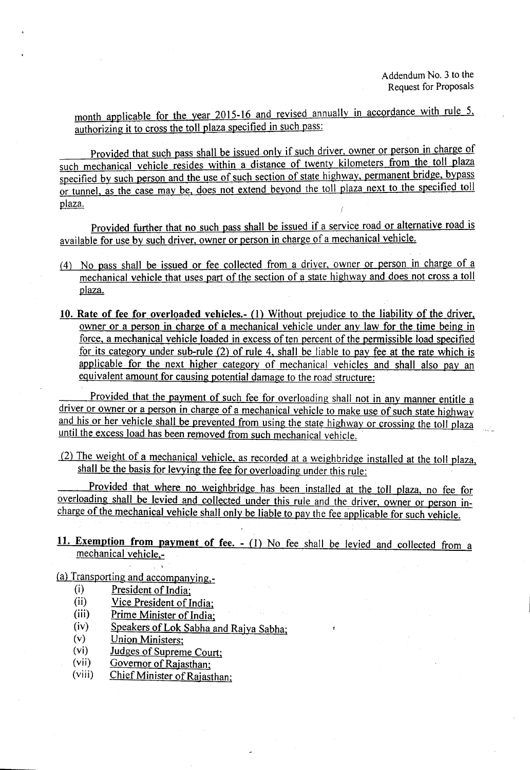month applicable for the year 2015-16 and revised annually in accordance with rule 5, authorizing it to cross the toll plaza specified in such pass:

Provided that such pass shall be issued only if such driver, owner or person in charge of such mechanical vehicle resides within a distance of twenty kilometers from the toll plaza specified by such person and the use of such section of state highway, permanent bridge, bypass or tunnel, as the case may be, does not extend beyond the toll plaza next to the specified toll plaza.

Provided further that no such pass shall be issued if a service road or alternative road is available for use by such driver, owner or person in charge of a mechanical vehicle.

(4) No pass shall be issued or fee collected from a driver, owner or person in charge of a mechanical vehicle that uses part of the section of a state highway and does not cross a toll plaza.

**10. Rate of fee for overloaded vehicles.-** (1) Without prejudice to the liability of the driver, owner or a person in charge of a mechanical vehicle under any law for the time being in force, a mechanical vehicle loaded in excess of ten percent of the permissible load specified for its category under sub-rule (2) of rule 4, shall be liable to pay fee at the rate which is applicable for the next higher category of mechanical vehicles and shall also pay an equivalent amount for causing potential damage to the road structure:

Provided that the payment of such fee for overloading shall not in any manner entitle a driver or owner or a person in charge of a mechanical vehicle to make use of such state highway and his or her vehicle shall be prevented from using the state highway or crossing the toll plaza until the excess load has been removed from such mechanical vehicle.

(2) The weight of a mechanical vehicle, as recorded at a weighbridge installed at the toll plaza, shall be the basis for levying the fee for overloading under this rule:

Provided that where no weighbridge has been installed at the toll plaza, no fee for overloading shall be levied and collected under this rule and the driver, owner or person in-charge of the mechanical vehicle shall only be liable to pay the fee applicable for such vehicle.

**11. Exemption from payment of fee. -** (1) No fee shall be levied and collected from a mechanical vehicle,-

(a) Transporting and accompanying,-

- (i) President of India;
- (ii) Vice President of India;
- (iii) Prime Minister of India;
- (iv) Speakers of Lok Sabha and Rajya Sabha;
- (v) Union Ministers;
- (vi) Judges of Supreme Court;
- (vii) Governor of Rajasthan;
- (viii) Chief Minister of Rajasthan;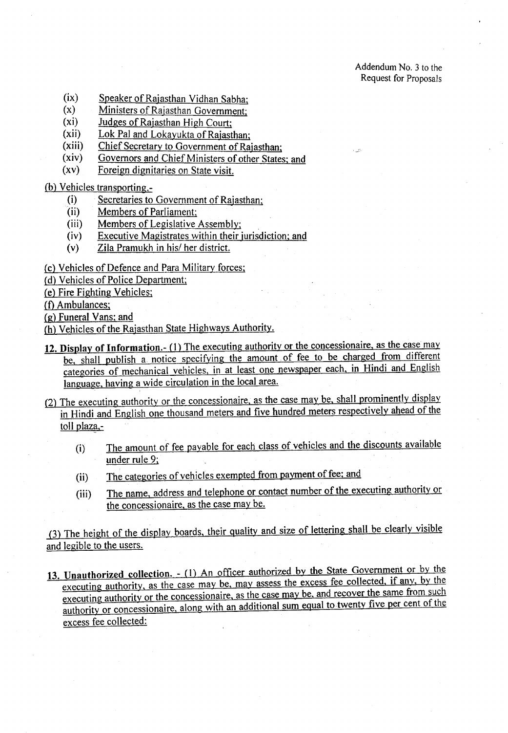Addendum No. 3 to the Request for Proposals

(ix) Speaker of Rajasthan Vidhan Sabha;

(x) Ministers of Rajasthan Government;

(xi) Judges of Rajasthan High Court;

(xii) Lok Pal and Lokayukta of Rajasthan;

(xiii) Chief Secretary to Government of Rajasthan;

(xiv) Governors and Chief Ministers of other States; and

(xv) Foreign dignitaries on State visit.

(b) Vehicles transporting,-

(i) Secretaries to Government of Rajasthan;

(ii) Members of Parliament;

(iii) Members of Legislative Assembly;

(iv) Executive Magistrates within their jurisdiction; and

(v) Zila Pramukh in his/ her district.

(c) Vehicles of Defence and Para Military forces;

(d) Vehicles of Police Department;

(e) Fire Fighting Vehicles;

(f) Ambulances;

(g) Funeral Vans; and

(h) Vehicles of the Rajasthan State Highways Authority.

**12. Display of Information.-** (1) The executing authority or the concessionaire, as the case may be, shall publish a notice specifying the amount of fee to be charged from different categories of mechanical vehicles, in at least one newspaper each, in Hindi and English language, having a wide circulation in the local area.

(2) The executing authority or the concessionaire, as the case may be, shall prominently display in Hindi and English one thousand meters and five hundred meters respectively ahead of the toll plaza,-

(i) The amount of fee payable for each class of vehicles and the discounts available under rule 9;

(ii) The categories of vehicles exempted from payment of fee; and

(iii) The name, address and telephone or contact number of the executing authority or the concessionaire, as the case may be.

(3) The height of the display boards, their quality and size of lettering shall be clearly visible and legible to the users.

**13. Unauthorized collection.** - (1) An officer authorized by the State Government or by the executing authority, as the case may be, may assess the excess fee collected, if any, by the executing authority or the concessionaire, as the case may be, and recover the same from such authority or concessionaire, along with an additional sum equal to twenty five per cent of the excess fee collected: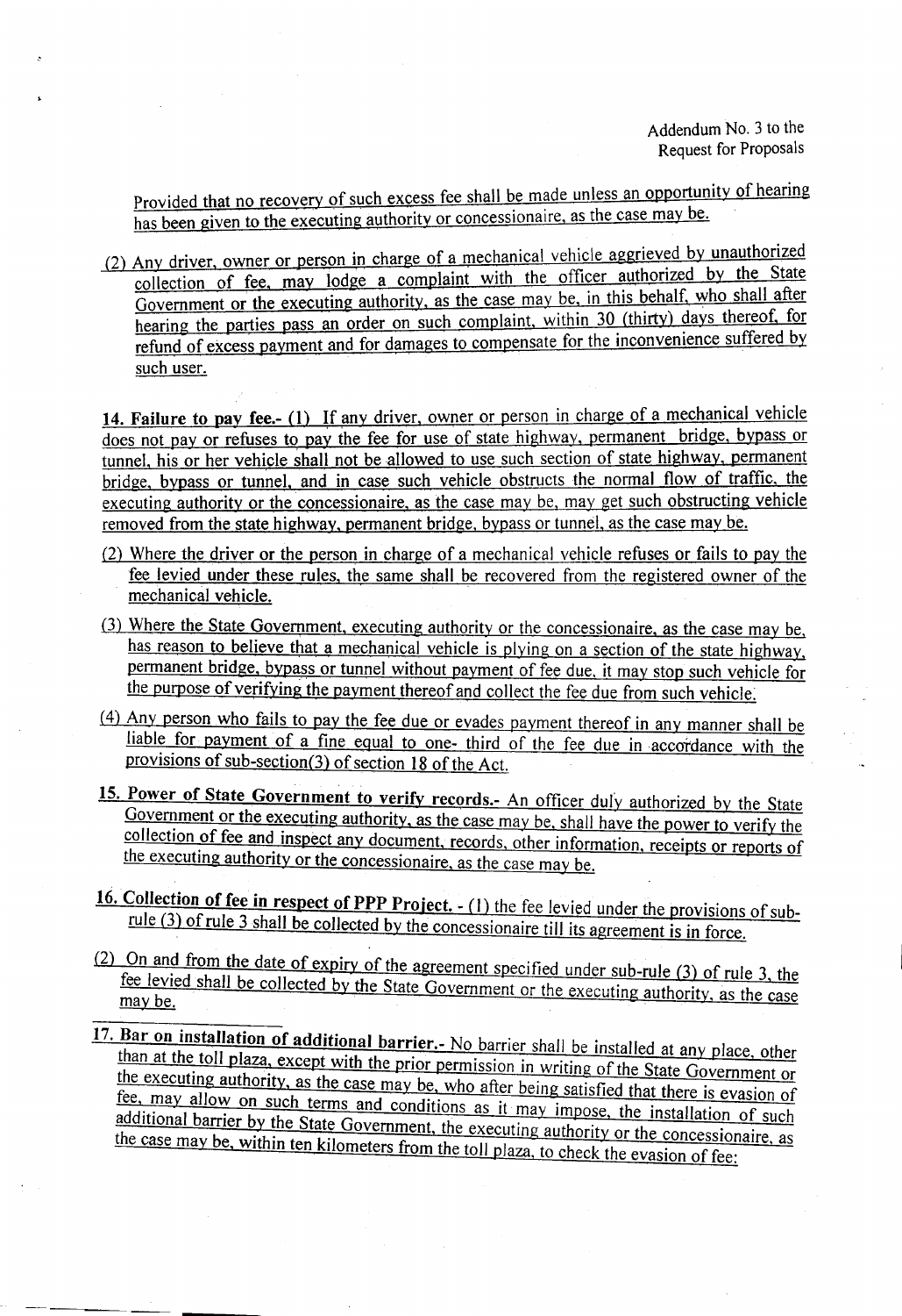Provided that no recovery of such excess fee shall be made unless an opportunity of hearing has been given to the executing authority or concessionaire, as the case may be.

(2) Any driver, owner or person in charge of a mechanical vehicle aggrieved by unauthorized collection of fee, may lodge a complaint with the officer authorized by the State Government or the executing authority, as the case may be, in this behalf, who shall after hearing the parties pass an order on such complaint, within 30 (thirty) days thereof, for refund of excess payment and for damages to compensate for the inconvenience suffered by such user.

**14. Failure to pay fee.-** (1) If any driver, owner or person in charge of a mechanical vehicle does not pay or refuses to pay the fee for use of state highway, permanent bridge, bypass or tunnel, his or her vehicle shall not be allowed to use such section of state highway, permanent bridge, bypass or tunnel, and in case such vehicle obstructs the normal flow of traffic, the executing authority or the concessionaire, as the case may be, may get such obstructing vehicle removed from the state highway, permanent bridge, bypass or tunnel, as the case may be.

(2) Where the driver or the person in charge of a mechanical vehicle refuses or fails to pay the fee levied under these rules, the same shall be recovered from the registered owner of the mechanical vehicle.

(3) Where the State Government, executing authority or the concessionaire, as the case may be, has reason to believe that a mechanical vehicle is plying on a section of the state highway, permanent bridge, bypass or tunnel without payment of fee due, it may stop such vehicle for the purpose of verifying the payment thereof and collect the fee due from such vehicle.

(4) Any person who fails to pay the fee due or evades payment thereof in any manner shall be liable for payment of a fine equal to one- third of the fee due in accordance with the provisions of sub-section(3) of section 18 of the Act.

**15. Power of State Government to verify records.-** An officer duly authorized by the State Government or the executing authority, as the case may be, shall have the power to verify the collection of fee and inspect any document, records, other information, receipts or reports of the executing authority or the concessionaire, as the case may be.

**16. Collection of fee in respect of PPP Project.** - (1) the fee levied under the provisions of sub-rule (3) of rule 3 shall be collected by the concessionaire till its agreement is in force.

(2) On and from the date of expiry of the agreement specified under sub-rule (3) of rule 3, the fee levied shall be collected by the State Government or the executing authority, as the case may be.

**17. Bar on installation of additional barrier.-** No barrier shall be installed at any place, other than at the toll plaza, except with the prior permission in writing of the State Government or the executing authority, as the case may be, who after being satisfied that there is evasion of fee, may allow on such terms and conditions as it may impose, the installation of such additional barrier by the State Government, the executing authority or the concessionaire, as the case may be, within ten kilometers from the toll plaza, to check the evasion of fee: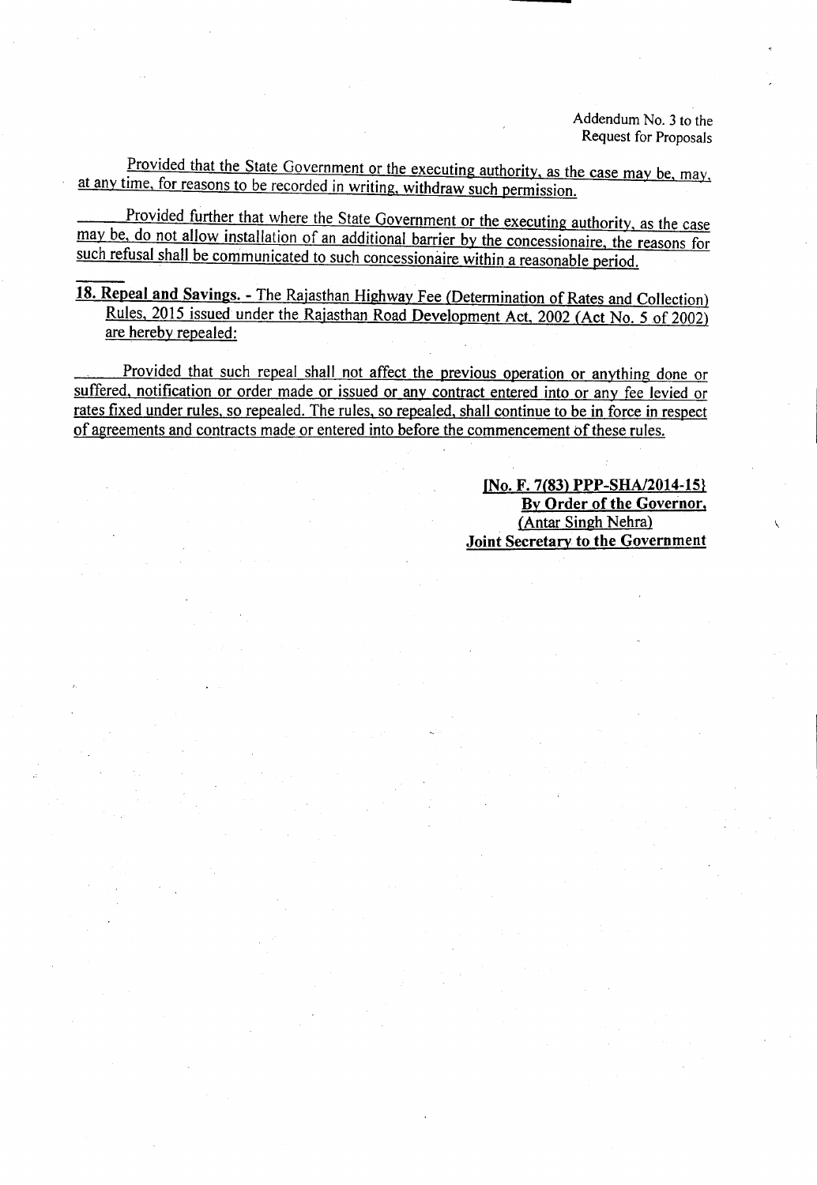Provided that the State Government or the executing authority, as the case may be, may, at any time, for reasons to be recorded in writing, withdraw such permission.

Provided further that where the State Government or the executing authority, as the case may be, do not allow installation of an additional barrier by the concessionaire, the reasons for such refusal shall be communicated to such concessionaire within a reasonable period.

**18. Repeal and Savings.** - The Rajasthan Highway Fee (Determination of Rates and Collection) Rules, 2015 issued under the Rajasthan Road Development Act, 2002 (Act No. 5 of 2002) are hereby repealed:

Provided that such repeal shall not affect the previous operation or anything done or suffered, notification or order made or issued or any contract entered into or any fee levied or rates fixed under rules, so repealed. The rules, so repealed, shall continue to be in force in respect of agreements and contracts made or entered into before the commencement of these rules.

**[No. F. 7(83) PPP-SHA/2014-15]**
**By Order of the Governor,**
(Antar Singh Nehra)
**Joint Secretary to the Government**